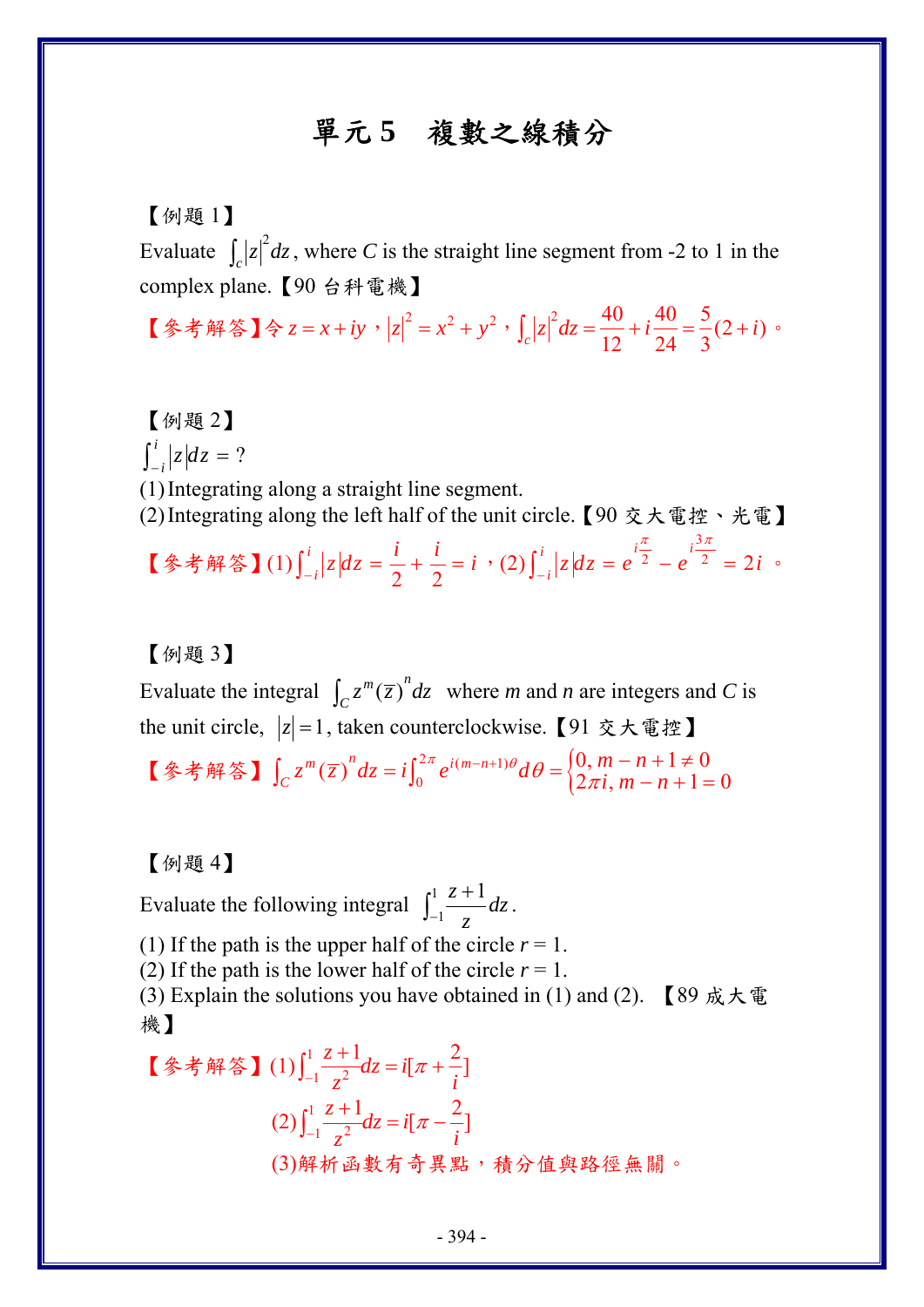// Document ID: 625987bc2419

# 單元5　複數之線積分

【例題 1】

Evaluate $\int_c |z|^2 dz$, where $C$ is the straight line segment from -2 to 1 in the complex plane.【90 台科電機】

【參考解答】令 $z = x + iy$，$|z|^2 = x^2 + y^2$，$\int_c |z|^2 dz = \frac{40}{12} + i\frac{40}{24} = \frac{5}{3}(2+i)$。

【例題 2】

$\int_{-i}^{i} |z| dz = ?$

(1) Integrating along a straight line segment.

(2) Integrating along the left half of the unit circle.【90 交大電控、光電】

【參考解答】(1) $\int_{-i}^{i} |z| dz = \frac{i}{2} + \frac{i}{2} = i$，(2) $\int_{-i}^{i} |z| dz = e^{i\frac{\pi}{2}} - e^{i\frac{3\pi}{2}} = 2i$。

【例題 3】

Evaluate the integral $\int_C z^m (\overline{z})^n dz$ where $m$ and $n$ are integers and $C$ is the unit circle, $|z| = 1$, taken counterclockwise.【91 交大電控】

【參考解答】$\int_C z^m (\overline{z})^n dz = i\int_0^{2\pi} e^{i(m-n+1)\theta} d\theta = \begin{cases} 0, & m-n+1 \neq 0 \\ 2\pi i, & m-n+1 = 0 \end{cases}$

【例題 4】

Evaluate the following integral $\int_{-1}^{1} \frac{z+1}{z} dz$.

(1) If the path is the upper half of the circle $r = 1$.

(2) If the path is the lower half of the circle $r = 1$.

(3) Explain the solutions you have obtained in (1) and (2).【89 成大電機】

【參考解答】(1) $\int_{-1}^{1} \frac{z+1}{z^2} dz = i[\pi + \frac{2}{i}]$

(2) $\int_{-1}^{1} \frac{z+1}{z^2} dz = i[\pi - \frac{2}{i}]$

(3)解析函數有奇異點，積分值與路徑無關。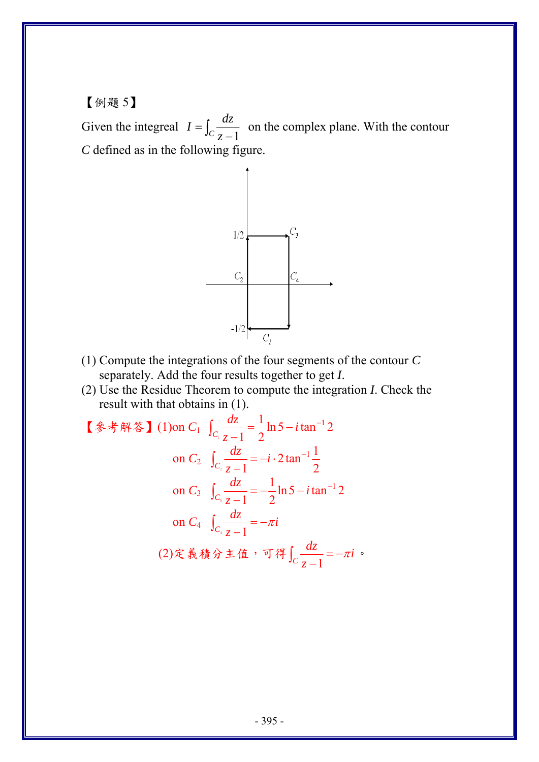【例題 5】

Given the integreal $I = \int_C \frac{dz}{z-1}$ on the complex plane. With the contour $C$ defined as in the following figure.

1/2

$C_3$

$C_2$

$C_4$

-1/2

$C_1$

(1) Compute the integrations of the four segments of the contour $C$ separately. Add the four results together to get $I$.

(2) Use the Residue Theorem to compute the integration $I$. Check the result with that obtains in (1).

【參考解答】(1)on $C_1$ $\int_{C_1} \frac{dz}{z-1} = \frac{1}{2}\ln 5 - i\tan^{-1} 2$

on $C_2$ $\int_{C_2} \frac{dz}{z-1} = -i \cdot 2\tan^{-1}\frac{1}{2}$

on $C_3$ $\int_{C_3} \frac{dz}{z-1} = -\frac{1}{2}\ln 5 - i\tan^{-1} 2$

on $C_4$ $\int_{C_4} \frac{dz}{z-1} = -\pi i$

(2)定義積分主值，可得$\int_C \frac{dz}{z-1} = -\pi i$ 。